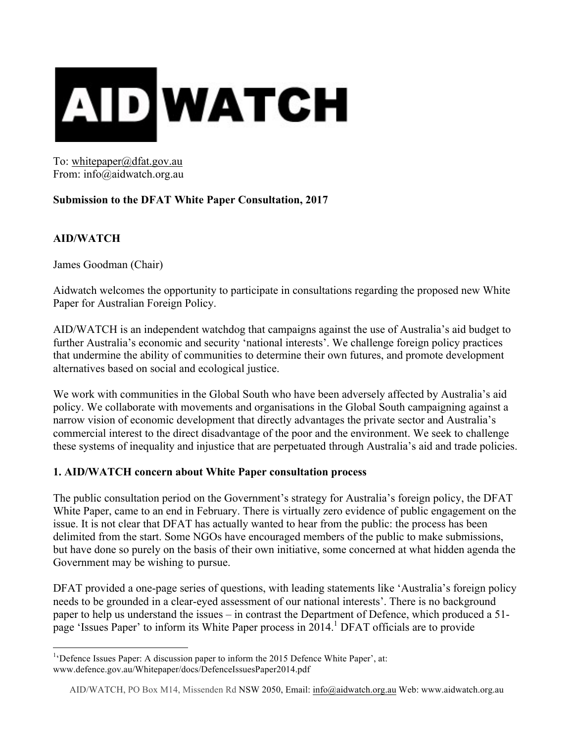# AID WATCH

To: whitepaper@dfat.gov.au
From: info@aidwatch.org.au

**Submission to the DFAT White Paper Consultation, 2017**

**AID/WATCH**

James Goodman (Chair)

Aidwatch welcomes the opportunity to participate in consultations regarding the proposed new White Paper for Australian Foreign Policy.

AID/WATCH is an independent watchdog that campaigns against the use of Australia's aid budget to further Australia's economic and security 'national interests'. We challenge foreign policy practices that undermine the ability of communities to determine their own futures, and promote development alternatives based on social and ecological justice.

We work with communities in the Global South who have been adversely affected by Australia's aid policy. We collaborate with movements and organisations in the Global South campaigning against a narrow vision of economic development that directly advantages the private sector and Australia's commercial interest to the direct disadvantage of the poor and the environment. We seek to challenge these systems of inequality and injustice that are perpetuated through Australia's aid and trade policies.

## 1. AID/WATCH concern about White Paper consultation process

The public consultation period on the Government's strategy for Australia's foreign policy, the DFAT White Paper, came to an end in February. There is virtually zero evidence of public engagement on the issue. It is not clear that DFAT has actually wanted to hear from the public: the process has been delimited from the start. Some NGOs have encouraged members of the public to make submissions, but have done so purely on the basis of their own initiative, some concerned at what hidden agenda the Government may be wishing to pursue.

DFAT provided a one-page series of questions, with leading statements like 'Australia's foreign policy needs to be grounded in a clear-eyed assessment of our national interests'. There is no background paper to help us understand the issues – in contrast the Department of Defence, which produced a 51-page 'Issues Paper' to inform its White Paper process in 2014.[1] DFAT officials are to provide

[1] 'Defence Issues Paper: A discussion paper to inform the 2015 Defence White Paper', at: www.defence.gov.au/Whitepaper/docs/DefenceIssuesPaper2014.pdf

AID/WATCH, PO Box M14, Missenden Rd NSW 2050, Email: info@aidwatch.org.au Web: www.aidwatch.org.au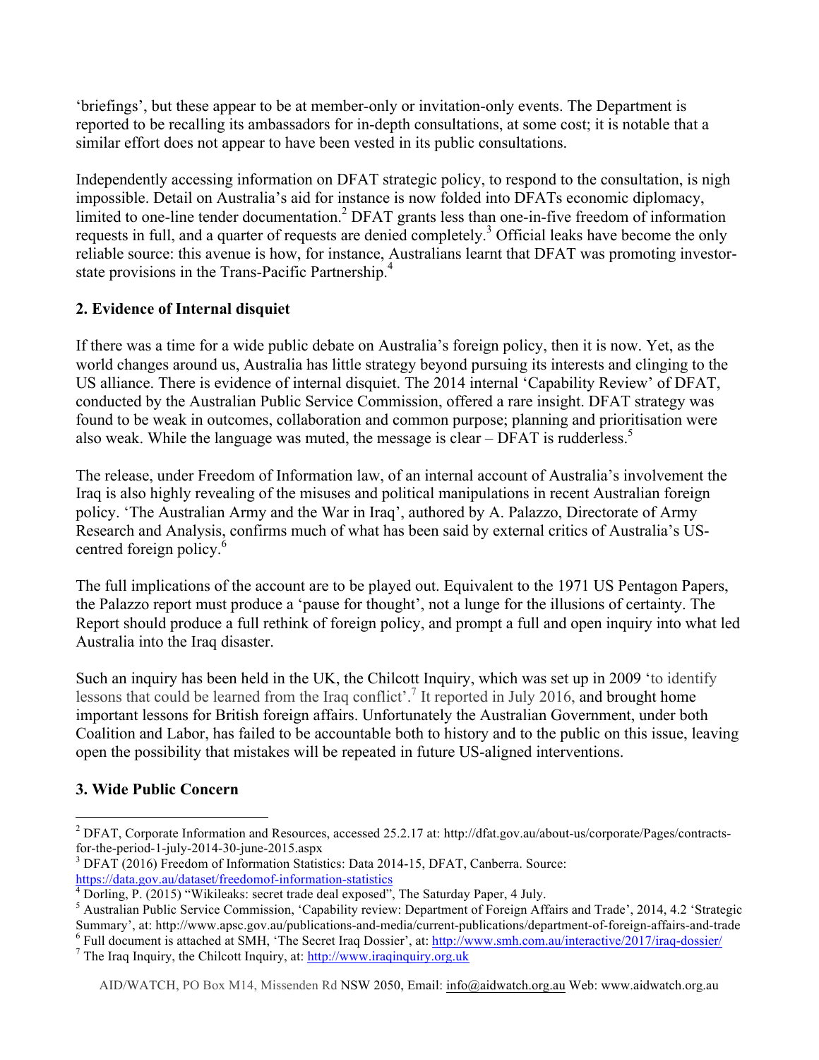'briefings', but these appear to be at member-only or invitation-only events. The Department is reported to be recalling its ambassadors for in-depth consultations, at some cost; it is notable that a similar effort does not appear to have been vested in its public consultations.

Independently accessing information on DFAT strategic policy, to respond to the consultation, is nigh impossible. Detail on Australia's aid for instance is now folded into DFATs economic diplomacy, limited to one-line tender documentation.[2] DFAT grants less than one-in-five freedom of information requests in full, and a quarter of requests are denied completely.[3] Official leaks have become the only reliable source: this avenue is how, for instance, Australians learnt that DFAT was promoting investor-state provisions in the Trans-Pacific Partnership.[4]

## 2. Evidence of Internal disquiet

If there was a time for a wide public debate on Australia's foreign policy, then it is now. Yet, as the world changes around us, Australia has little strategy beyond pursuing its interests and clinging to the US alliance. There is evidence of internal disquiet. The 2014 internal 'Capability Review' of DFAT, conducted by the Australian Public Service Commission, offered a rare insight. DFAT strategy was found to be weak in outcomes, collaboration and common purpose; planning and prioritisation were also weak. While the language was muted, the message is clear – DFAT is rudderless.[5]

The release, under Freedom of Information law, of an internal account of Australia's involvement the Iraq is also highly revealing of the misuses and political manipulations in recent Australian foreign policy. 'The Australian Army and the War in Iraq', authored by A. Palazzo, Directorate of Army Research and Analysis, confirms much of what has been said by external critics of Australia's US-centred foreign policy.[6]

The full implications of the account are to be played out. Equivalent to the 1971 US Pentagon Papers, the Palazzo report must produce a 'pause for thought', not a lunge for the illusions of certainty. The Report should produce a full rethink of foreign policy, and prompt a full and open inquiry into what led Australia into the Iraq disaster.

Such an inquiry has been held in the UK, the Chilcott Inquiry, which was set up in 2009 'to identify lessons that could be learned from the Iraq conflict'.[7] It reported in July 2016, and brought home important lessons for British foreign affairs. Unfortunately the Australian Government, under both Coalition and Labor, has failed to be accountable both to history and to the public on this issue, leaving open the possibility that mistakes will be repeated in future US-aligned interventions.

## 3. Wide Public Concern

---

[2] DFAT, Corporate Information and Resources, accessed 25.2.17 at: http://dfat.gov.au/about-us/corporate/Pages/contracts-for-the-period-1-july-2014-30-june-2015.aspx

[3] DFAT (2016) Freedom of Information Statistics: Data 2014-15, DFAT, Canberra. Source: https://data.gov.au/dataset/freedomof-information-statistics

[4] Dorling, P. (2015) "Wikileaks: secret trade deal exposed", The Saturday Paper, 4 July.

[5] Australian Public Service Commission, 'Capability review: Department of Foreign Affairs and Trade', 2014, 4.2 'Strategic Summary', at: http://www.apsc.gov.au/publications-and-media/current-publications/department-of-foreign-affairs-and-trade

[6] Full document is attached at SMH, 'The Secret Iraq Dossier', at: http://www.smh.com.au/interactive/2017/iraq-dossier/

[7] The Iraq Inquiry, the Chilcott Inquiry, at: http://www.iraqinquiry.org.uk

AID/WATCH, PO Box M14, Missenden Rd NSW 2050, Email: info@aidwatch.org.au Web: www.aidwatch.org.au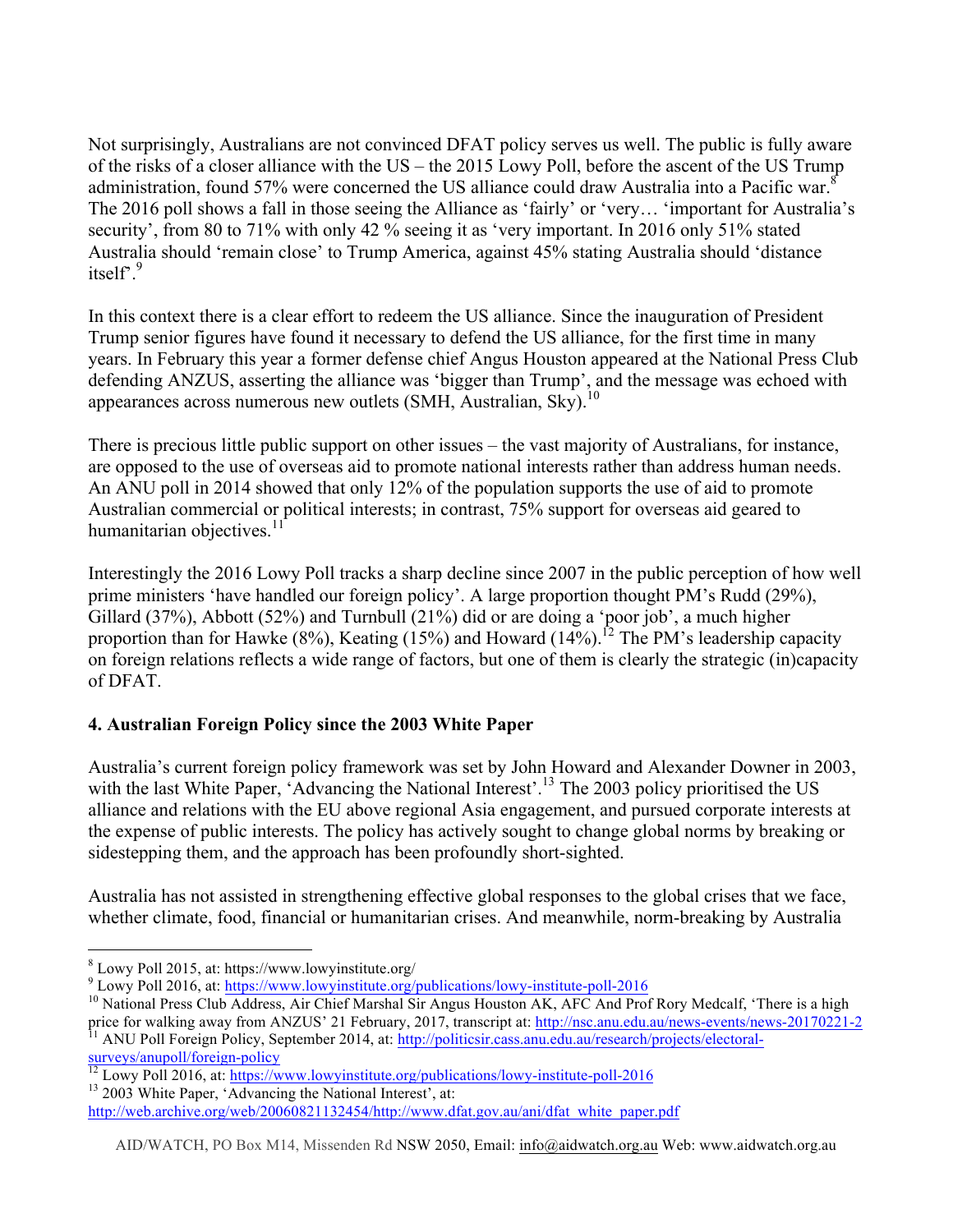Not surprisingly, Australians are not convinced DFAT policy serves us well. The public is fully aware of the risks of a closer alliance with the US – the 2015 Lowy Poll, before the ascent of the US Trump administration, found 57% were concerned the US alliance could draw Australia into a Pacific war.[8] The 2016 poll shows a fall in those seeing the Alliance as 'fairly' or 'very… 'important for Australia's security', from 80 to 71% with only 42 % seeing it as 'very important. In 2016 only 51% stated Australia should 'remain close' to Trump America, against 45% stating Australia should 'distance itself'.[9]

In this context there is a clear effort to redeem the US alliance. Since the inauguration of President Trump senior figures have found it necessary to defend the US alliance, for the first time in many years. In February this year a former defense chief Angus Houston appeared at the National Press Club defending ANZUS, asserting the alliance was 'bigger than Trump', and the message was echoed with appearances across numerous new outlets (SMH, Australian, Sky).[10]

There is precious little public support on other issues – the vast majority of Australians, for instance, are opposed to the use of overseas aid to promote national interests rather than address human needs. An ANU poll in 2014 showed that only 12% of the population supports the use of aid to promote Australian commercial or political interests; in contrast, 75% support for overseas aid geared to humanitarian objectives.[11]

Interestingly the 2016 Lowy Poll tracks a sharp decline since 2007 in the public perception of how well prime ministers 'have handled our foreign policy'. A large proportion thought PM's Rudd (29%), Gillard (37%), Abbott (52%) and Turnbull (21%) did or are doing a 'poor job', a much higher proportion than for Hawke (8%), Keating (15%) and Howard (14%).[12] The PM's leadership capacity on foreign relations reflects a wide range of factors, but one of them is clearly the strategic (in)capacity of DFAT.

## 4. Australian Foreign Policy since the 2003 White Paper

Australia's current foreign policy framework was set by John Howard and Alexander Downer in 2003, with the last White Paper, 'Advancing the National Interest'.[13] The 2003 policy prioritised the US alliance and relations with the EU above regional Asia engagement, and pursued corporate interests at the expense of public interests. The policy has actively sought to change global norms by breaking or sidestepping them, and the approach has been profoundly short-sighted.

Australia has not assisted in strengthening effective global responses to the global crises that we face, whether climate, food, financial or humanitarian crises. And meanwhile, norm-breaking by Australia

---

[8] Lowy Poll 2015, at: https://www.lowyinstitute.org/

[9] Lowy Poll 2016, at: https://www.lowyinstitute.org/publications/lowy-institute-poll-2016

[10] National Press Club Address, Air Chief Marshal Sir Angus Houston AK, AFC And Prof Rory Medcalf, 'There is a high price for walking away from ANZUS' 21 February, 2017, transcript at: http://nsc.anu.edu.au/news-events/news-20170221-2

[11] ANU Poll Foreign Policy, September 2014, at: http://politicsir.cass.anu.edu.au/research/projects/electoral-surveys/anupoll/foreign-policy

[12] Lowy Poll 2016, at: https://www.lowyinstitute.org/publications/lowy-institute-poll-2016

[13] 2003 White Paper, 'Advancing the National Interest', at: http://web.archive.org/web/20060821132454/http://www.dfat.gov.au/ani/dfat_white_paper.pdf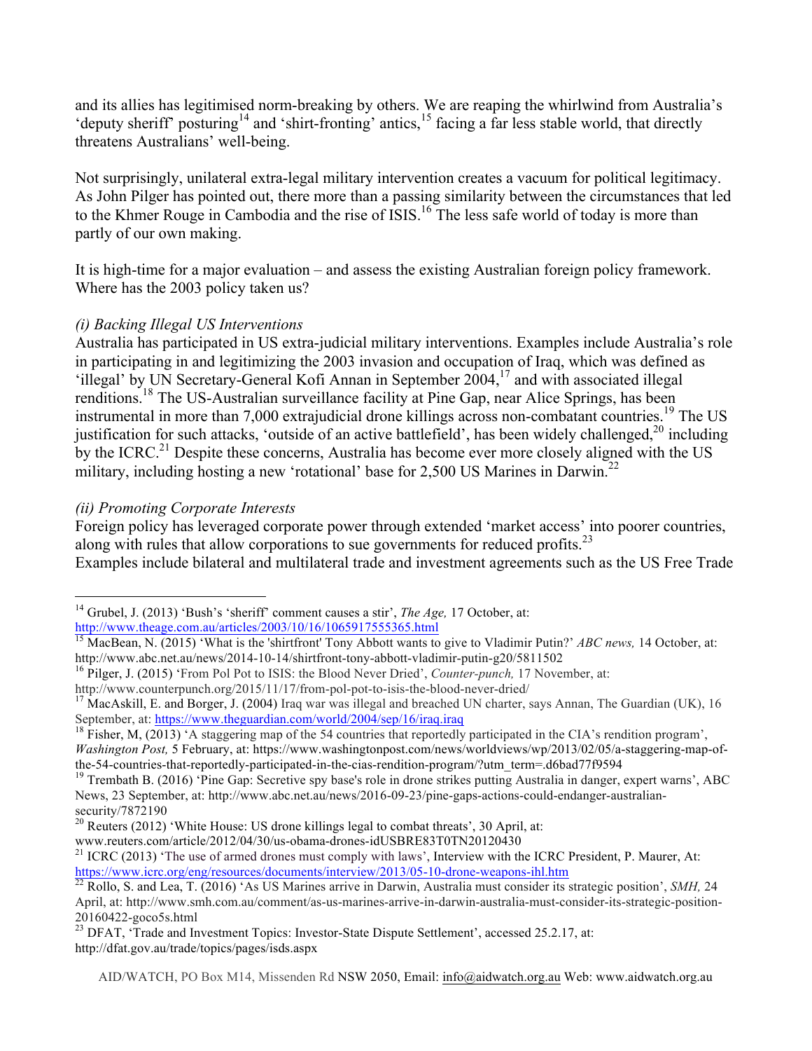and its allies has legitimised norm-breaking by others. We are reaping the whirlwind from Australia's 'deputy sheriff' posturing[14] and 'shirt-fronting' antics,[15] facing a far less stable world, that directly threatens Australians' well-being.

Not surprisingly, unilateral extra-legal military intervention creates a vacuum for political legitimacy. As John Pilger has pointed out, there more than a passing similarity between the circumstances that led to the Khmer Rouge in Cambodia and the rise of ISIS.[16] The less safe world of today is more than partly of our own making.

It is high-time for a major evaluation – and assess the existing Australian foreign policy framework. Where has the 2003 policy taken us?

*(i) Backing Illegal US Interventions*

Australia has participated in US extra-judicial military interventions. Examples include Australia's role in participating in and legitimizing the 2003 invasion and occupation of Iraq, which was defined as 'illegal' by UN Secretary-General Kofi Annan in September 2004,[17] and with associated illegal renditions.[18] The US-Australian surveillance facility at Pine Gap, near Alice Springs, has been instrumental in more than 7,000 extrajudicial drone killings across non-combatant countries.[19] The US justification for such attacks, 'outside of an active battlefield', has been widely challenged,[20] including by the ICRC.[21] Despite these concerns, Australia has become ever more closely aligned with the US military, including hosting a new 'rotational' base for 2,500 US Marines in Darwin.[22]

*(ii) Promoting Corporate Interests*

Foreign policy has leveraged corporate power through extended 'market access' into poorer countries, along with rules that allow corporations to sue governments for reduced profits.[23]
Examples include bilateral and multilateral trade and investment agreements such as the US Free Trade

---

[14] Grubel, J. (2013) 'Bush's 'sheriff' comment causes a stir', *The Age,* 17 October, at: http://www.theage.com.au/articles/2003/10/16/1065917555365.html

[15] MacBean, N. (2015) 'What is the 'shirtfront' Tony Abbott wants to give to Vladimir Putin?' *ABC news,* 14 October, at: http://www.abc.net.au/news/2014-10-14/shirtfront-tony-abbott-vladimir-putin-g20/5811502

[16] Pilger, J. (2015) 'From Pol Pot to ISIS: the Blood Never Dried', *Counter-punch,* 17 November, at: http://www.counterpunch.org/2015/11/17/from-pol-pot-to-isis-the-blood-never-dried/

[17] MacAskill, E. and Borger, J. (2004) Iraq war was illegal and breached UN charter, says Annan, The Guardian (UK), 16 September, at: https://www.theguardian.com/world/2004/sep/16/iraq.iraq

[18] Fisher, M, (2013) 'A staggering map of the 54 countries that reportedly participated in the CIA's rendition program', *Washington Post,* 5 February, at: https://www.washingtonpost.com/news/worldviews/wp/2013/02/05/a-staggering-map-of-the-54-countries-that-reportedly-participated-in-the-cias-rendition-program/?utm_term=.d6bad77f9594

[19] Trembath B. (2016) 'Pine Gap: Secretive spy base's role in drone strikes putting Australia in danger, expert warns', ABC News, 23 September, at: http://www.abc.net.au/news/2016-09-23/pine-gaps-actions-could-endanger-australian-security/7872190

[20] Reuters (2012) 'White House: US drone killings legal to combat threats', 30 April, at: www.reuters.com/article/2012/04/30/us-obama-drones-idUSBRE83T0TN20120430

[21] ICRC (2013) 'The use of armed drones must comply with laws', Interview with the ICRC President, P. Maurer, At: https://www.icrc.org/eng/resources/documents/interview/2013/05-10-drone-weapons-ihl.htm

[22] Rollo, S. and Lea, T. (2016) 'As US Marines arrive in Darwin, Australia must consider its strategic position', *SMH,* 24 April, at: http://www.smh.com.au/comment/as-us-marines-arrive-in-darwin-australia-must-consider-its-strategic-position-20160422-goco5s.html

[23] DFAT, 'Trade and Investment Topics: Investor-State Dispute Settlement', accessed 25.2.17, at: http://dfat.gov.au/trade/topics/pages/isds.aspx

AID/WATCH, PO Box M14, Missenden Rd NSW 2050, Email: info@aidwatch.org.au Web: www.aidwatch.org.au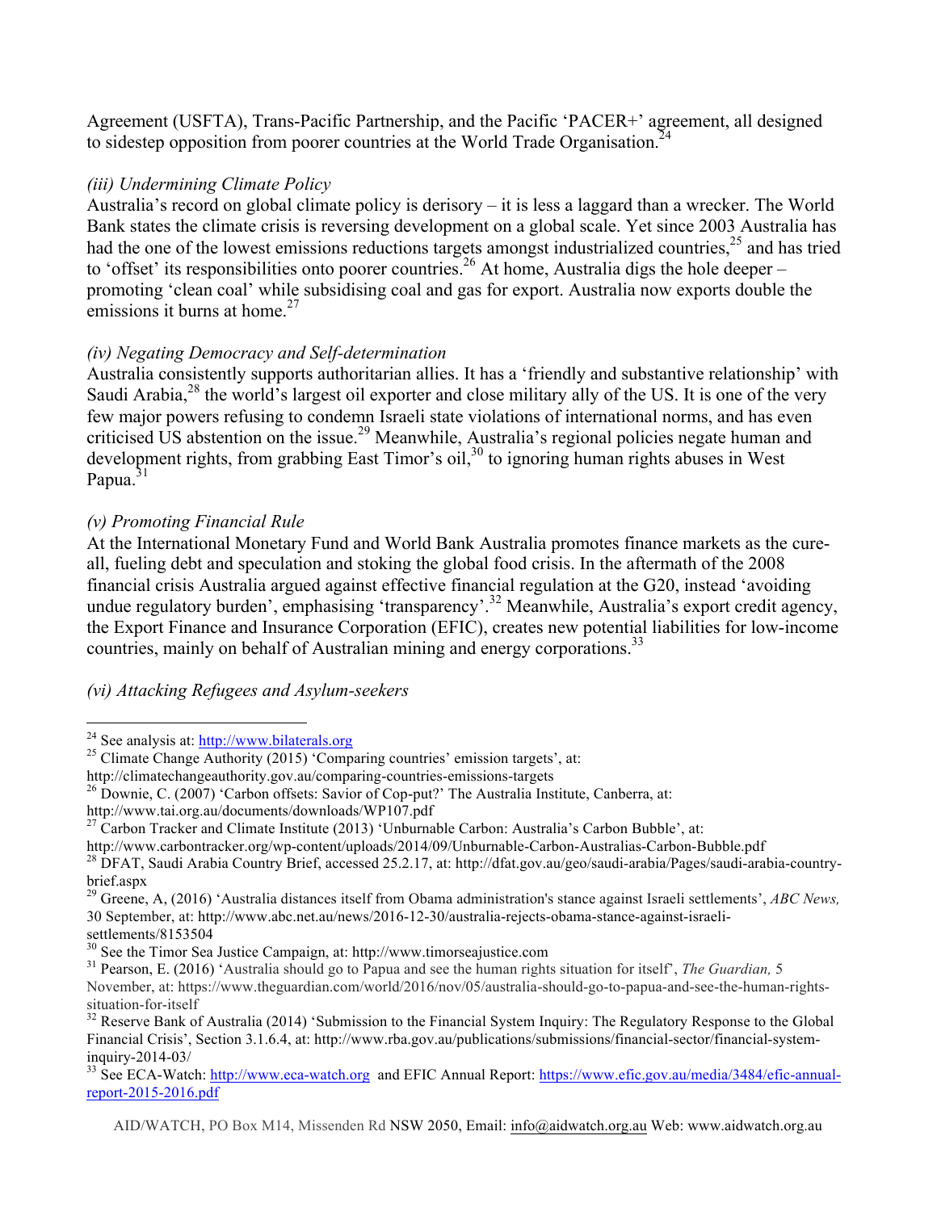Agreement (USFTA), Trans-Pacific Partnership, and the Pacific 'PACER+' agreement, all designed to sidestep opposition from poorer countries at the World Trade Organisation.[24]

*(iii) Undermining Climate Policy*

Australia's record on global climate policy is derisory – it is less a laggard than a wrecker. The World Bank states the climate crisis is reversing development on a global scale. Yet since 2003 Australia has had the one of the lowest emissions reductions targets amongst industrialized countries,[25] and has tried to 'offset' its responsibilities onto poorer countries.[26] At home, Australia digs the hole deeper – promoting 'clean coal' while subsidising coal and gas for export. Australia now exports double the emissions it burns at home.[27]

*(iv) Negating Democracy and Self-determination*

Australia consistently supports authoritarian allies. It has a 'friendly and substantive relationship' with Saudi Arabia,[28] the world's largest oil exporter and close military ally of the US. It is one of the very few major powers refusing to condemn Israeli state violations of international norms, and has even criticised US abstention on the issue.[29] Meanwhile, Australia's regional policies negate human and development rights, from grabbing East Timor's oil,[30] to ignoring human rights abuses in West Papua.[31]

*(v) Promoting Financial Rule*

At the International Monetary Fund and World Bank Australia promotes finance markets as the cure-all, fueling debt and speculation and stoking the global food crisis. In the aftermath of the 2008 financial crisis Australia argued against effective financial regulation at the G20, instead 'avoiding undue regulatory burden', emphasising 'transparency'.[32] Meanwhile, Australia's export credit agency, the Export Finance and Insurance Corporation (EFIC), creates new potential liabilities for low-income countries, mainly on behalf of Australian mining and energy corporations.[33]

*(vi) Attacking Refugees and Asylum-seekers*

---

[24] See analysis at: http://www.bilaterals.org

[25] Climate Change Authority (2015) 'Comparing countries' emission targets', at: http://climatechangeauthority.gov.au/comparing-countries-emissions-targets

[26] Downie, C. (2007) 'Carbon offsets: Savior of Cop-put?' The Australia Institute, Canberra, at: http://www.tai.org.au/documents/downloads/WP107.pdf

[27] Carbon Tracker and Climate Institute (2013) 'Unburnable Carbon: Australia's Carbon Bubble', at: http://www.carbontracker.org/wp-content/uploads/2014/09/Unburnable-Carbon-Australias-Carbon-Bubble.pdf

[28] DFAT, Saudi Arabia Country Brief, accessed 25.2.17, at: http://dfat.gov.au/geo/saudi-arabia/Pages/saudi-arabia-country-brief.aspx

[29] Greene, A, (2016) 'Australia distances itself from Obama administration's stance against Israeli settlements', *ABC News,* 30 September, at: http://www.abc.net.au/news/2016-12-30/australia-rejects-obama-stance-against-israeli-settlements/8153504

[30] See the Timor Sea Justice Campaign, at: http://www.timorseajustice.com

[31] Pearson, E. (2016) 'Australia should go to Papua and see the human rights situation for itself', *The Guardian,* 5 November, at: https://www.theguardian.com/world/2016/nov/05/australia-should-go-to-papua-and-see-the-human-rights-situation-for-itself

[32] Reserve Bank of Australia (2014) 'Submission to the Financial System Inquiry: The Regulatory Response to the Global Financial Crisis', Section 3.1.6.4, at: http://www.rba.gov.au/publications/submissions/financial-sector/financial-system-inquiry-2014-03/

[33] See ECA-Watch: http://www.eca-watch.org and EFIC Annual Report: https://www.efic.gov.au/media/3484/efic-annual-report-2015-2016.pdf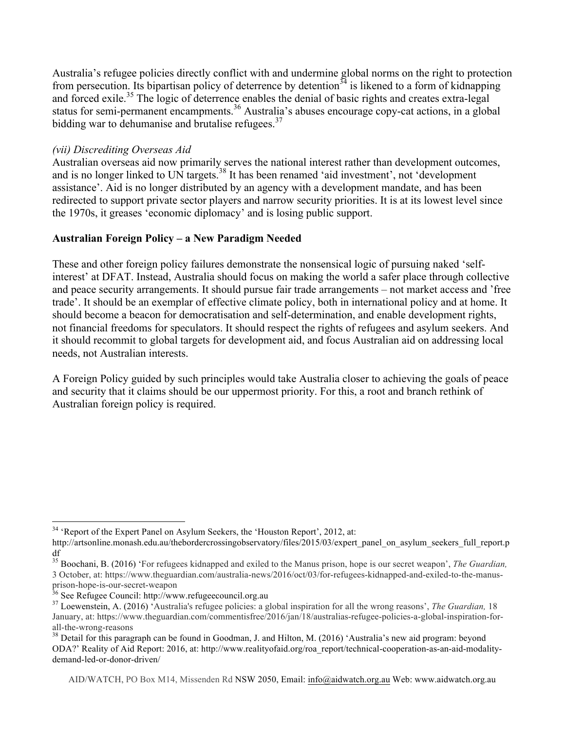Australia's refugee policies directly conflict with and undermine global norms on the right to protection from persecution. Its bipartisan policy of deterrence by detention[34] is likened to a form of kidnapping and forced exile.[35] The logic of deterrence enables the denial of basic rights and creates extra-legal status for semi-permanent encampments.[36] Australia's abuses encourage copy-cat actions, in a global bidding war to dehumanise and brutalise refugees.[37]

*(vii) Discrediting Overseas Aid*

Australian overseas aid now primarily serves the national interest rather than development outcomes, and is no longer linked to UN targets.[38] It has been renamed 'aid investment', not 'development assistance'. Aid is no longer distributed by an agency with a development mandate, and has been redirected to support private sector players and narrow security priorities. It is at its lowest level since the 1970s, it greases 'economic diplomacy' and is losing public support.

**Australian Foreign Policy – a New Paradigm Needed**

These and other foreign policy failures demonstrate the nonsensical logic of pursuing naked 'self-interest' at DFAT. Instead, Australia should focus on making the world a safer place through collective and peace security arrangements. It should pursue fair trade arrangements – not market access and 'free trade'. It should be an exemplar of effective climate policy, both in international policy and at home. It should become a beacon for democratisation and self-determination, and enable development rights, not financial freedoms for speculators. It should respect the rights of refugees and asylum seekers. And it should recommit to global targets for development aid, and focus Australian aid on addressing local needs, not Australian interests.

A Foreign Policy guided by such principles would take Australia closer to achieving the goals of peace and security that it claims should be our uppermost priority. For this, a root and branch rethink of Australian foreign policy is required.

---

[34] 'Report of the Expert Panel on Asylum Seekers, the 'Houston Report', 2012, at: http://artsonline.monash.edu.au/thebordercrossingobservatory/files/2015/03/expert_panel_on_asylum_seekers_full_report.pdf

[35] Boochani, B. (2016) 'For refugees kidnapped and exiled to the Manus prison, hope is our secret weapon', *The Guardian,* 3 October, at: https://www.theguardian.com/australia-news/2016/oct/03/for-refugees-kidnapped-and-exiled-to-the-manus-prison-hope-is-our-secret-weapon

[36] See Refugee Council: http://www.refugeecouncil.org.au

[37] Loewenstein, A. (2016) 'Australia's refugee policies: a global inspiration for all the wrong reasons', *The Guardian,* 18 January, at: https://www.theguardian.com/commentisfree/2016/jan/18/australias-refugee-policies-a-global-inspiration-for-all-the-wrong-reasons

[38] Detail for this paragraph can be found in Goodman, J. and Hilton, M. (2016) 'Australia's new aid program: beyond ODA?' Reality of Aid Report: 2016, at: http://www.realityofaid.org/roa_report/technical-cooperation-as-an-aid-modality-demand-led-or-donor-driven/

AID/WATCH, PO Box M14, Missenden Rd NSW 2050, Email: info@aidwatch.org.au Web: www.aidwatch.org.au